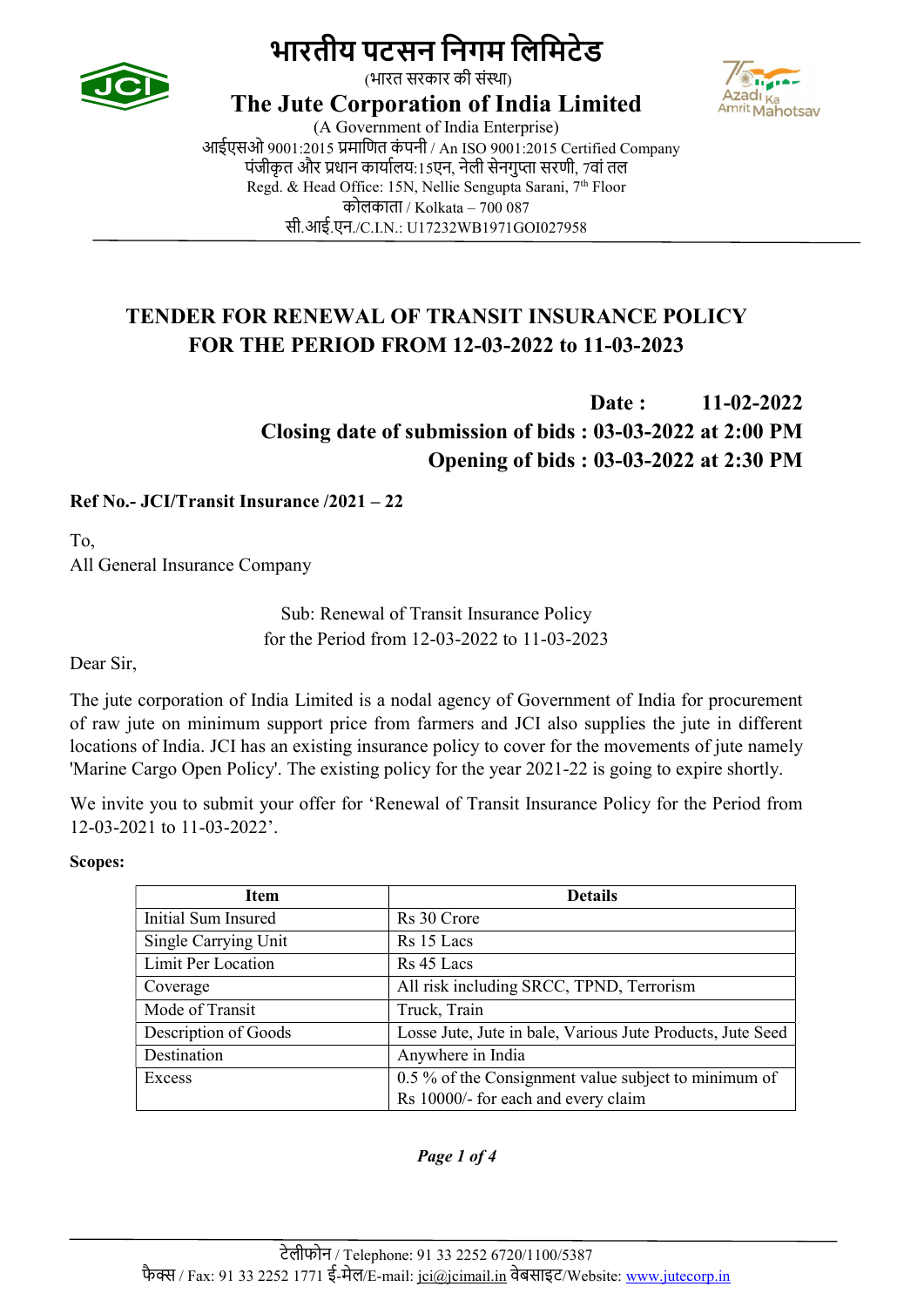# भारतीय पटसन निगम लिमिटेड

(भारत सरकार की संस्था)

## The Jute Corporation of India Limited

(A Government of India Enterprise)

आईएसओ 9001:2015 प्रमाणित कंपनी / An ISO 9001:2015 Certified Company

पंजीकृत और प्रधान कार्यालय:15एन, नेली सेनगुप्ता सरणी, 7वां तल

Regd. & Head Office: 15N, Nellie Sengupta Sarani, 7th Floor

कोलकाता / Kolkata – 700 087

सी.आई.एन./C.I.N.: U17232WB1971GOI027958

---

## TENDER FOR RENEWAL OF TRANSIT INSURANCE POLICY FOR THE PERIOD FROM 12-03-2022 to 11-03-2023

**Date : 11-02-2022**

**Closing date of submission of bids : 03-03-2022 at 2:00 PM**

**Opening of bids : 03-03-2022 at 2:30 PM**

**Ref No.- JCI/Transit Insurance /2021 – 22**

To,
All General Insurance Company

Sub: Renewal of Transit Insurance Policy
for the Period from 12-03-2022 to 11-03-2023

Dear Sir,

The jute corporation of India Limited is a nodal agency of Government of India for procurement of raw jute on minimum support price from farmers and JCI also supplies the jute in different locations of India. JCI has an existing insurance policy to cover for the movements of jute namely 'Marine Cargo Open Policy'. The existing policy for the year 2021-22 is going to expire shortly.

We invite you to submit your offer for 'Renewal of Transit Insurance Policy for the Period from 12-03-2021 to 11-03-2022'.

**Scopes:**

| Item | Details |
|---|---|
| Initial Sum Insured | Rs 30 Crore |
| Single Carrying Unit | Rs 15 Lacs |
| Limit Per Location | Rs 45 Lacs |
| Coverage | All risk including SRCC, TPND, Terrorism |
| Mode of Transit | Truck, Train |
| Description of Goods | Losse Jute, Jute in bale, Various Jute Products, Jute Seed |
| Destination | Anywhere in India |
| Excess | 0.5 % of the Consignment value subject to minimum of Rs 10000/- for each and every claim |

टेलीफोन / Telephone: 91 33 2252 6720/1100/5387

फैक्स / Fax: 91 33 2252 1771 ई-मेल/E-mail: jci@jcimail.in वेबसाइट/Website: www.jutecorp.in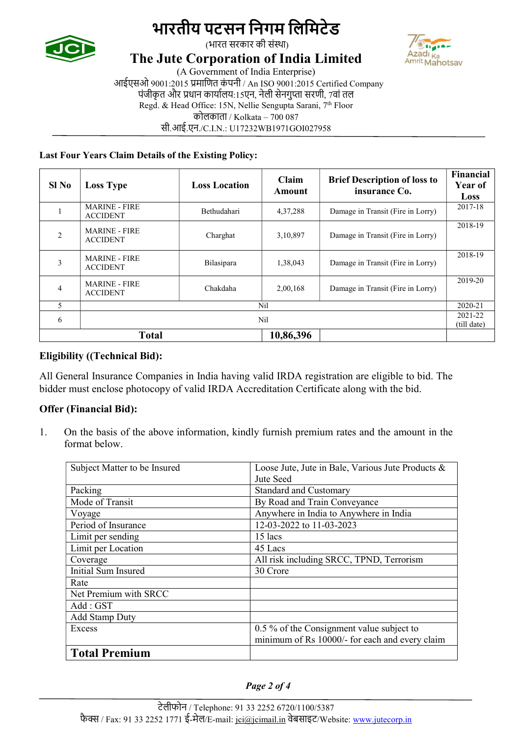# भारतीय पटसन निगम लिमिटेड

(भारत सरकार की संस्था)

# The Jute Corporation of India Limited

(A Government of India Enterprise)

आईएसओ 9001:2015 प्रमाणित कंपनी / An ISO 9001:2015 Certified Company

पंजीकृत और प्रधान कार्यालय:15एन, नेली सेनगुप्ता सरणी, 7वां तल

Regd. & Head Office: 15N, Nellie Sengupta Sarani, 7th Floor

कोलकाता / Kolkata – 700 087

सी.आई.एन./C.I.N.: U17232WB1971GOI027958

**Last Four Years Claim Details of the Existing Policy:**

| Sl No | Loss Type | Loss Location | Claim Amount | Brief Description of loss to insurance Co. | Financial Year of Loss |
|---|---|---|---|---|---|
| 1 | MARINE - FIRE ACCIDENT | Bethudahari | 4,37,288 | Damage in Transit (Fire in Lorry) | 2017-18 |
| 2 | MARINE - FIRE ACCIDENT | Charghat | 3,10,897 | Damage in Transit (Fire in Lorry) | 2018-19 |
| 3 | MARINE - FIRE ACCIDENT | Bilasipara | 1,38,043 | Damage in Transit (Fire in Lorry) | 2018-19 |
| 4 | MARINE - FIRE ACCIDENT | Chakdaha | 2,00,168 | Damage in Transit (Fire in Lorry) | 2019-20 |
| 5 | Nil | | | | 2020-21 |
| 6 | Nil | | | | 2021-22 (till date) |
| **Total** | | | **10,86,396** | | |

**Eligibility ((Technical Bid):**

All General Insurance Companies in India having valid IRDA registration are eligible to bid. The bidder must enclose photocopy of valid IRDA Accreditation Certificate along with the bid.

**Offer (Financial Bid):**

1. On the basis of the above information, kindly furnish premium rates and the amount in the format below.

| Subject Matter to be Insured | Loose Jute, Jute in Bale, Various Jute Products & Jute Seed |
|---|---|
| Packing | Standard and Customary |
| Mode of Transit | By Road and Train Conveyance |
| Voyage | Anywhere in India to Anywhere in India |
| Period of Insurance | 12-03-2022 to 11-03-2023 |
| Limit per sending | 15 lacs |
| Limit per Location | 45 Lacs |
| Coverage | All risk including SRCC, TPND, Terrorism |
| Initial Sum Insured | 30 Crore |
| Rate | |
| Net Premium with SRCC | |
| Add : GST | |
| Add Stamp Duty | |
| Excess | 0.5 % of the Consignment value subject to minimum of Rs 10000/- for each and every claim |
| **Total Premium** | |

टेलीफोन / Telephone: 91 33 2252 6720/1100/5387

फैक्स / Fax: 91 33 2252 1771 ई-मेल/E-mail: jci@jcimail.in वेबसाइट/Website: www.jutecorp.in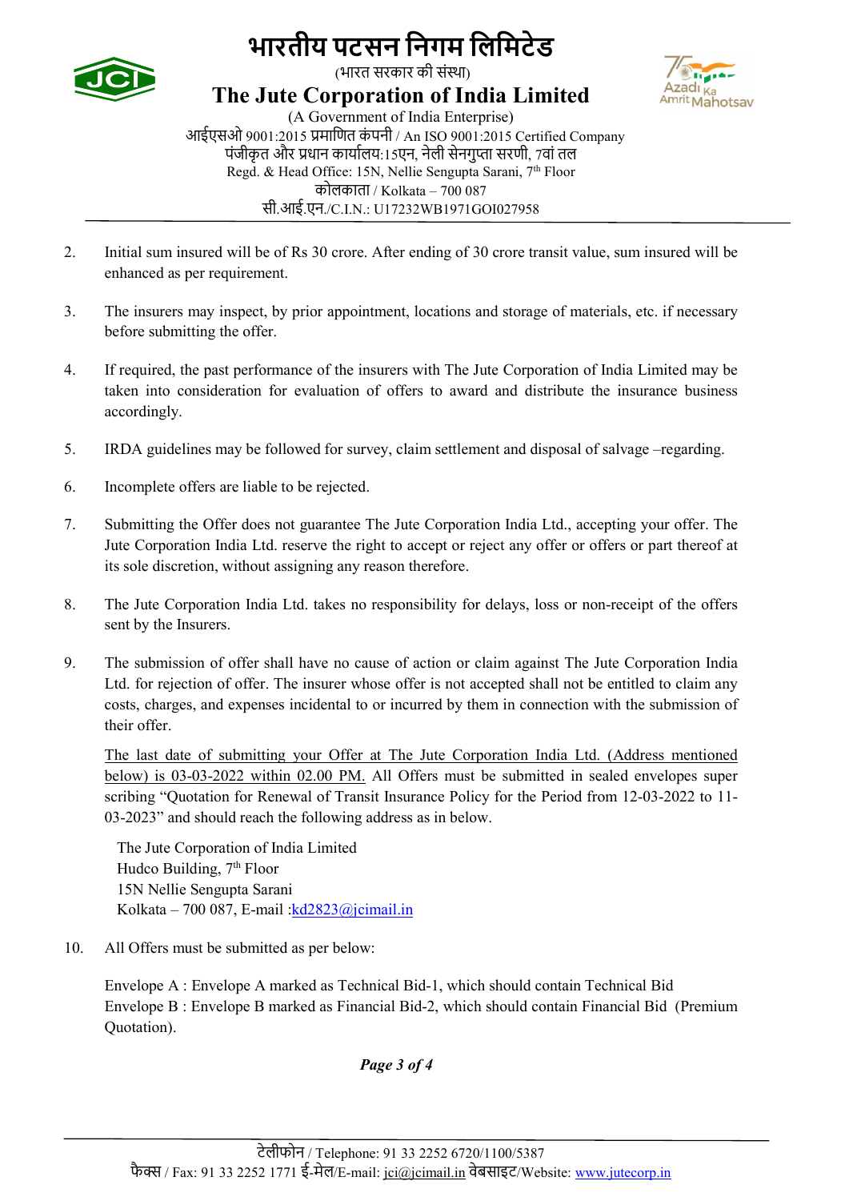2. Initial sum insured will be of Rs 30 crore. After ending of 30 crore transit value, sum insured will be enhanced as per requirement.

3. The insurers may inspect, by prior appointment, locations and storage of materials, etc. if necessary before submitting the offer.

4. If required, the past performance of the insurers with The Jute Corporation of India Limited may be taken into consideration for evaluation of offers to award and distribute the insurance business accordingly.

5. IRDA guidelines may be followed for survey, claim settlement and disposal of salvage –regarding.

6. Incomplete offers are liable to be rejected.

7. Submitting the Offer does not guarantee The Jute Corporation India Ltd., accepting your offer. The Jute Corporation India Ltd. reserve the right to accept or reject any offer or offers or part thereof at its sole discretion, without assigning any reason therefore.

8. The Jute Corporation India Ltd. takes no responsibility for delays, loss or non-receipt of the offers sent by the Insurers.

9. The submission of offer shall have no cause of action or claim against The Jute Corporation India Ltd. for rejection of offer. The insurer whose offer is not accepted shall not be entitled to claim any costs, charges, and expenses incidental to or incurred by them in connection with the submission of their offer.

   The last date of submitting your Offer at The Jute Corporation India Ltd. (Address mentioned below) is 03-03-2022 within 02.00 PM. All Offers must be submitted in sealed envelopes super scribing "Quotation for Renewal of Transit Insurance Policy for the Period from 12-03-2022 to 11-03-2023" and should reach the following address as in below.

   The Jute Corporation of India Limited
   Hudco Building, 7th Floor
   15N Nellie Sengupta Sarani
   Kolkata – 700 087, E-mail :kd2823@jcimail.in

10. All Offers must be submitted as per below:

    Envelope A : Envelope A marked as Technical Bid-1, which should contain Technical Bid
    Envelope B : Envelope B marked as Financial Bid-2, which should contain Financial Bid (Premium Quotation).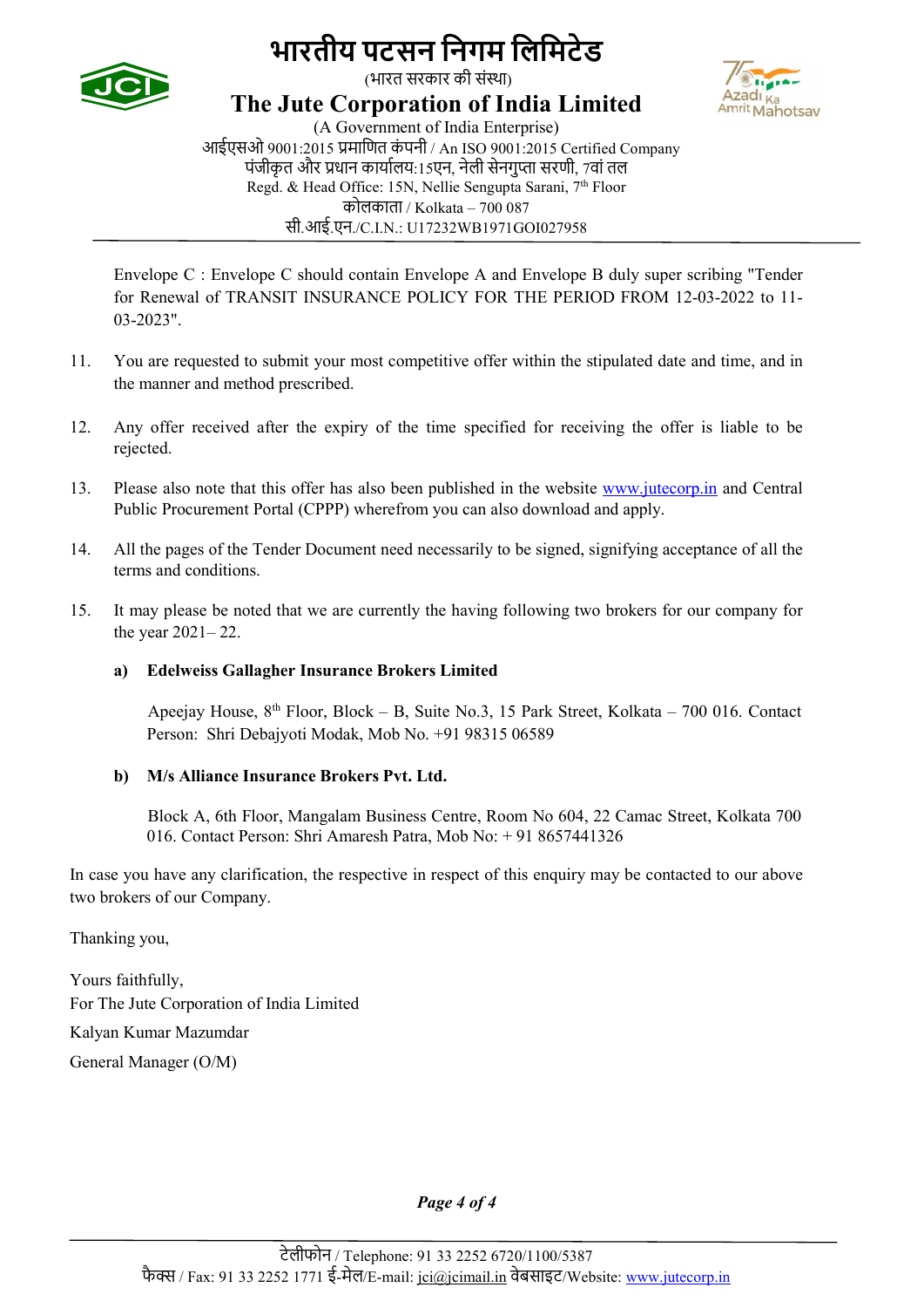# भारतीय पटसन निगम लिमिटेड

(भारत सरकार की संस्था)

## The Jute Corporation of India Limited

(A Government of India Enterprise)

आईएसओ 9001:2015 प्रमाणित कंपनी / An ISO 9001:2015 Certified Company

पंजीकृत और प्रधान कार्यालय:15एन, नेली सेनगुप्ता सरणी, 7वां तल

Regd. & Head Office: 15N, Nellie Sengupta Sarani, 7th Floor

कोलकाता / Kolkata – 700 087

सी.आई.एन./C.I.N.: U17232WB1971GOI027958

---

Envelope C : Envelope C should contain Envelope A and Envelope B duly super scribing "Tender for Renewal of TRANSIT INSURANCE POLICY FOR THE PERIOD FROM 12-03-2022 to 11-03-2023".

11. You are requested to submit your most competitive offer within the stipulated date and time, and in the manner and method prescribed.

12. Any offer received after the expiry of the time specified for receiving the offer is liable to be rejected.

13. Please also note that this offer has also been published in the website www.jutecorp.in and Central Public Procurement Portal (CPPP) wherefrom you can also download and apply.

14. All the pages of the Tender Document need necessarily to be signed, signifying acceptance of all the terms and conditions.

15. It may please be noted that we are currently the having following two brokers for our company for the year 2021– 22.

    **a) Edelweiss Gallagher Insurance Brokers Limited**

    Apeejay House, 8th Floor, Block – B, Suite No.3, 15 Park Street, Kolkata – 700 016. Contact Person: Shri Debajyoti Modak, Mob No. +91 98315 06589

    **b) M/s Alliance Insurance Brokers Pvt. Ltd.**

    Block A, 6th Floor, Mangalam Business Centre, Room No 604, 22 Camac Street, Kolkata 700 016. Contact Person: Shri Amaresh Patra, Mob No: + 91 8657441326

In case you have any clarification, the respective in respect of this enquiry may be contacted to our above two brokers of our Company.

Thanking you,

Yours faithfully,
For The Jute Corporation of India Limited
Kalyan Kumar Mazumdar
General Manager (O/M)

---

टेलीफोन / Telephone: 91 33 2252 6720/1100/5387
फैक्स / Fax: 91 33 2252 1771 ई-मेल/E-mail: jci@jcimail.in वेबसाइट/Website: www.jutecorp.in